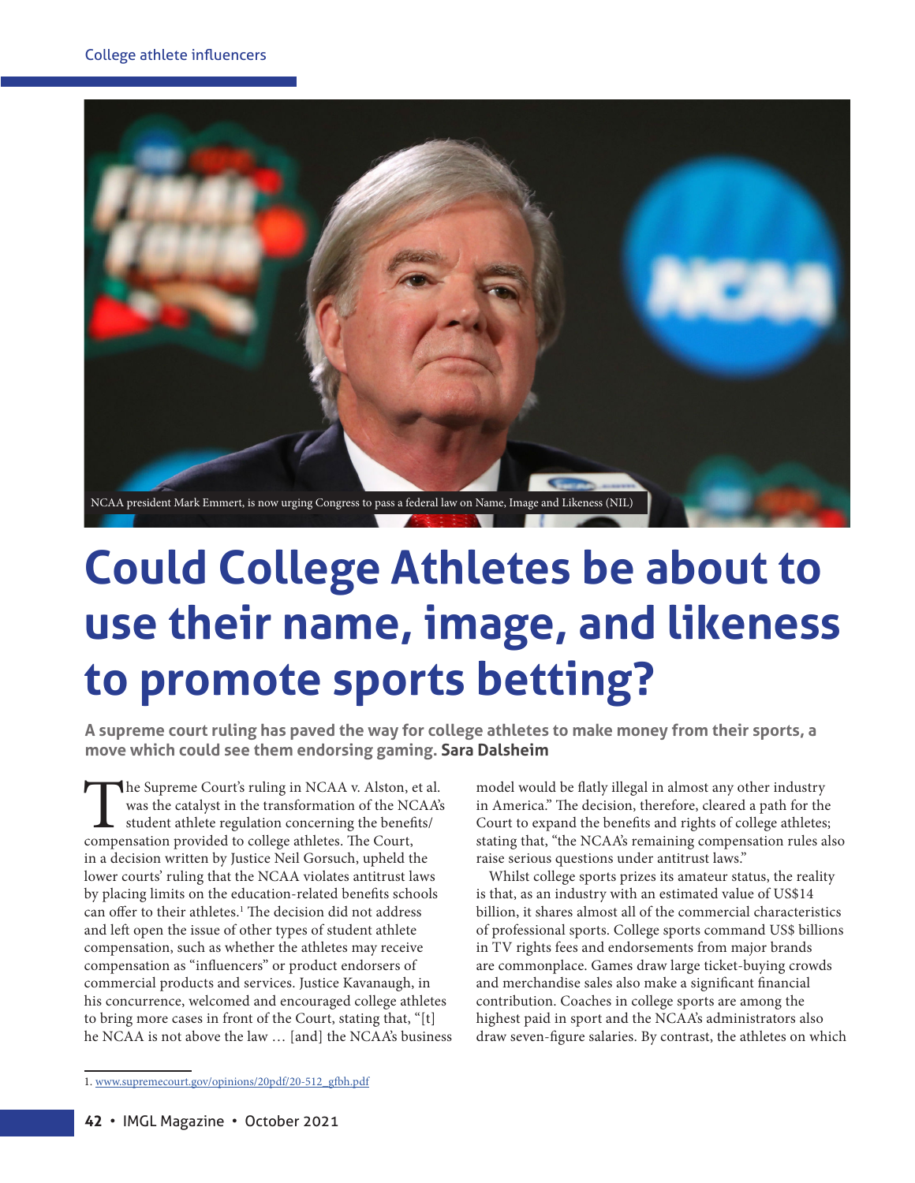NCAA president Mark Emmert, is now urging Congress to pass a federal law on Name, Image and Likeness (NIL)

# Could College Athletes be about to use their name, image, and likeness to promote sports betting?

**A supreme court ruling has paved the way for college athletes to make money from their sports, a move which could see them endorsing gaming. Sara Dalsheim**

The Supreme Court's ruling in NCAA v. Alston, et al. was the catalyst in the transformation of the NCAA's student athlete regulation concerning the benefits/compensation provided to college athletes. The Court, in a decision written by Justice Neil Gorsuch, upheld the lower courts' ruling that the NCAA violates antitrust laws by placing limits on the education-related benefits schools can offer to their athletes.[1] The decision did not address and left open the issue of other types of student athlete compensation, such as whether the athletes may receive compensation as "influencers" or product endorsers of commercial products and services. Justice Kavanaugh, in his concurrence, welcomed and encouraged college athletes to bring more cases in front of the Court, stating that, "[t]he NCAA is not above the law … [and] the NCAA's business model would be flatly illegal in almost any other industry in America." The decision, therefore, cleared a path for the Court to expand the benefits and rights of college athletes; stating that, "the NCAA's remaining compensation rules also raise serious questions under antitrust laws."

Whilst college sports prizes its amateur status, the reality is that, as an industry with an estimated value of US$14 billion, it shares almost all of the commercial characteristics of professional sports. College sports command US$ billions in TV rights fees and endorsements from major brands are commonplace. Games draw large ticket-buying crowds and merchandise sales also make a significant financial contribution. Coaches in college sports are among the highest paid in sport and the NCAA's administrators also draw seven-figure salaries. By contrast, the athletes on which

1. www.supremecourt.gov/opinions/20pdf/20-512_gfbh.pdf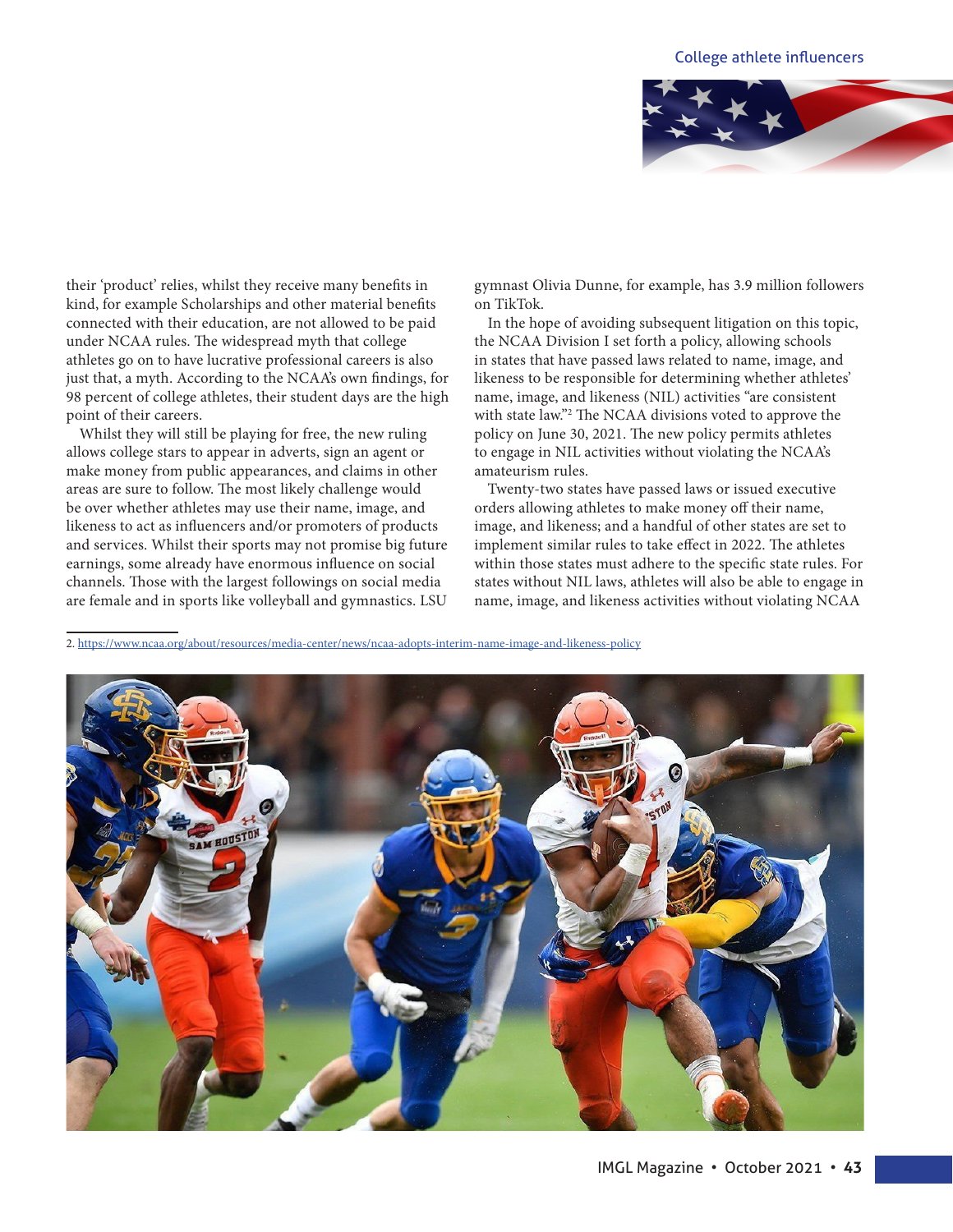their 'product' relies, whilst they receive many benefits in kind, for example Scholarships and other material benefits connected with their education, are not allowed to be paid under NCAA rules. The widespread myth that college athletes go on to have lucrative professional careers is also just that, a myth. According to the NCAA's own findings, for 98 percent of college athletes, their student days are the high point of their careers.

Whilst they will still be playing for free, the new ruling allows college stars to appear in adverts, sign an agent or make money from public appearances, and claims in other areas are sure to follow. The most likely challenge would be over whether athletes may use their name, image, and likeness to act as influencers and/or promoters of products and services. Whilst their sports may not promise big future earnings, some already have enormous influence on social channels. Those with the largest followings on social media are female and in sports like volleyball and gymnastics. LSU gymnast Olivia Dunne, for example, has 3.9 million followers on TikTok.

In the hope of avoiding subsequent litigation on this topic, the NCAA Division I set forth a policy, allowing schools in states that have passed laws related to name, image, and likeness to be responsible for determining whether athletes' name, image, and likeness (NIL) activities "are consistent with state law."[2] The NCAA divisions voted to approve the policy on June 30, 2021. The new policy permits athletes to engage in NIL activities without violating the NCAA's amateurism rules.

Twenty-two states have passed laws or issued executive orders allowing athletes to make money off their name, image, and likeness; and a handful of other states are set to implement similar rules to take effect in 2022. The athletes within those states must adhere to the specific state rules. For states without NIL laws, athletes will also be able to engage in name, image, and likeness activities without violating NCAA

2. https://www.ncaa.org/about/resources/media-center/news/ncaa-adopts-interim-name-image-and-likeness-policy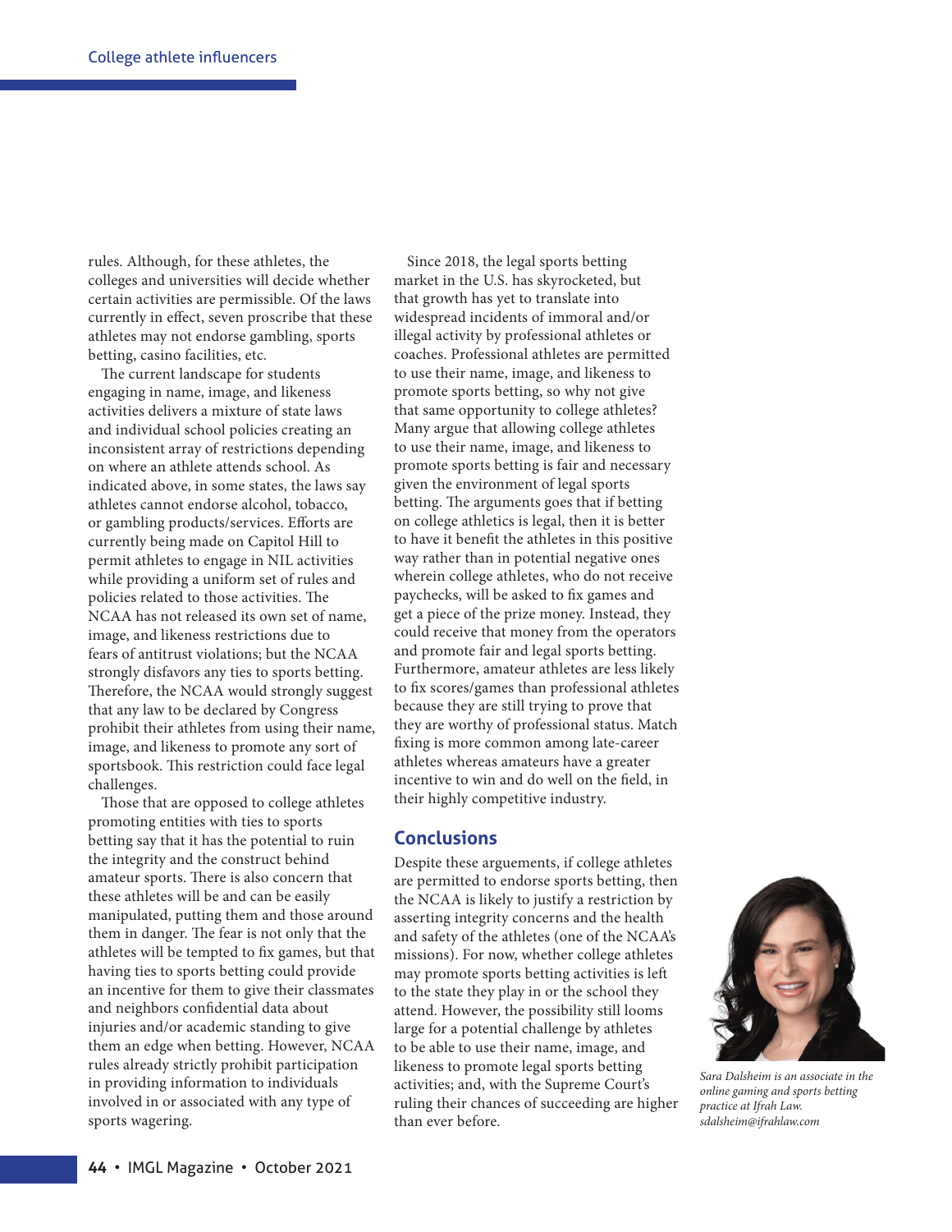rules. Although, for these athletes, the colleges and universities will decide whether certain activities are permissible. Of the laws currently in effect, seven proscribe that these athletes may not endorse gambling, sports betting, casino facilities, etc.

The current landscape for students engaging in name, image, and likeness activities delivers a mixture of state laws and individual school policies creating an inconsistent array of restrictions depending on where an athlete attends school. As indicated above, in some states, the laws say athletes cannot endorse alcohol, tobacco, or gambling products/services. Efforts are currently being made on Capitol Hill to permit athletes to engage in NIL activities while providing a uniform set of rules and policies related to those activities. The NCAA has not released its own set of name, image, and likeness restrictions due to fears of antitrust violations; but the NCAA strongly disfavors any ties to sports betting. Therefore, the NCAA would strongly suggest that any law to be declared by Congress prohibit their athletes from using their name, image, and likeness to promote any sort of sportsbook. This restriction could face legal challenges.

Those that are opposed to college athletes promoting entities with ties to sports betting say that it has the potential to ruin the integrity and the construct behind amateur sports. There is also concern that these athletes will be and can be easily manipulated, putting them and those around them in danger. The fear is not only that the athletes will be tempted to fix games, but that having ties to sports betting could provide an incentive for them to give their classmates and neighbors confidential data about injuries and/or academic standing to give them an edge when betting. However, NCAA rules already strictly prohibit participation in providing information to individuals involved in or associated with any type of sports wagering.

Since 2018, the legal sports betting market in the U.S. has skyrocketed, but that growth has yet to translate into widespread incidents of immoral and/or illegal activity by professional athletes or coaches. Professional athletes are permitted to use their name, image, and likeness to promote sports betting, so why not give that same opportunity to college athletes? Many argue that allowing college athletes to use their name, image, and likeness to promote sports betting is fair and necessary given the environment of legal sports betting. The arguments goes that if betting on college athletics is legal, then it is better to have it benefit the athletes in this positive way rather than in potential negative ones wherein college athletes, who do not receive paychecks, will be asked to fix games and get a piece of the prize money. Instead, they could receive that money from the operators and promote fair and legal sports betting. Furthermore, amateur athletes are less likely to fix scores/games than professional athletes because they are still trying to prove that they are worthy of professional status. Match fixing is more common among late-career athletes whereas amateurs have a greater incentive to win and do well on the field, in their highly competitive industry.

## Conclusions

Despite these arguements, if college athletes are permitted to endorse sports betting, then the NCAA is likely to justify a restriction by asserting integrity concerns and the health and safety of the athletes (one of the NCAA's missions). For now, whether college athletes may promote sports betting activities is left to the state they play in or the school they attend. However, the possibility still looms large for a potential challenge by athletes to be able to use their name, image, and likeness to promote legal sports betting activities; and, with the Supreme Court's ruling their chances of succeeding are higher than ever before.

*Sara Dalsheim is an associate in the online gaming and sports betting practice at Ifrah Law. sdalsheim@ifrahlaw.com*